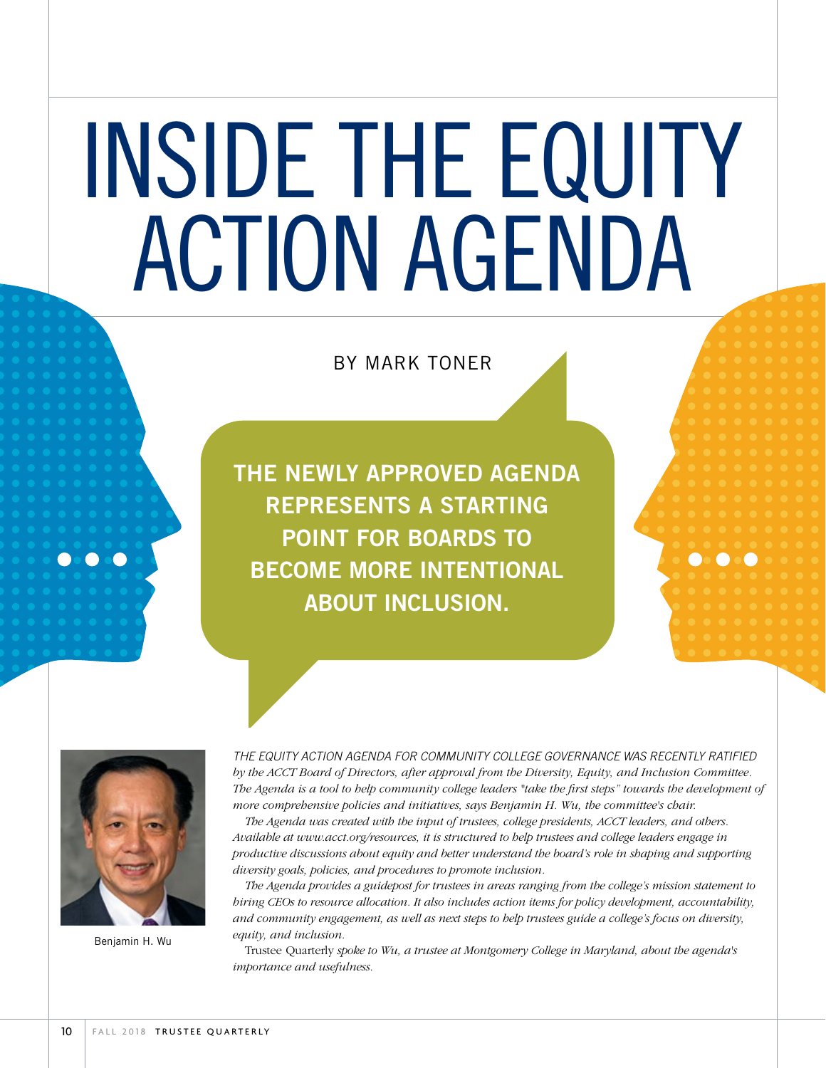# INSIDE THE EQUITY ACTION AGENDA

BY MARK TONER

**THE NEWLY APPROVED AGENDA REPRESENTS A STARTING POINT FOR BOARDS TO BECOME MORE INTENTIONAL ABOUT INCLUSION.**

Benjamin H. Wu

*THE EQUITY ACTION AGENDA FOR COMMUNITY COLLEGE GOVERNANCE WAS RECENTLY RATIFIED by the ACCT Board of Directors, after approval from the Diversity, Equity, and Inclusion Committee. The Agenda is a tool to help community college leaders "take the first steps" towards the development of more comprehensive policies and initiatives, says Benjamin H. Wu, the committee's chair.*

*The Agenda was created with the input of trustees, college presidents, ACCT leaders, and others. Available at www.acct.org/resources, it is structured to help trustees and college leaders engage in productive discussions about equity and better understand the board's role in shaping and supporting diversity goals, policies, and procedures to promote inclusion.*

*The Agenda provides a guidepost for trustees in areas ranging from the college's mission statement to hiring CEOs to resource allocation. It also includes action items for policy development, accountability, and community engagement, as well as next steps to help trustees guide a college's focus on diversity, equity, and inclusion.*

Trustee Quarterly *spoke to Wu, a trustee at Montgomery College in Maryland, about the agenda's importance and usefulness.*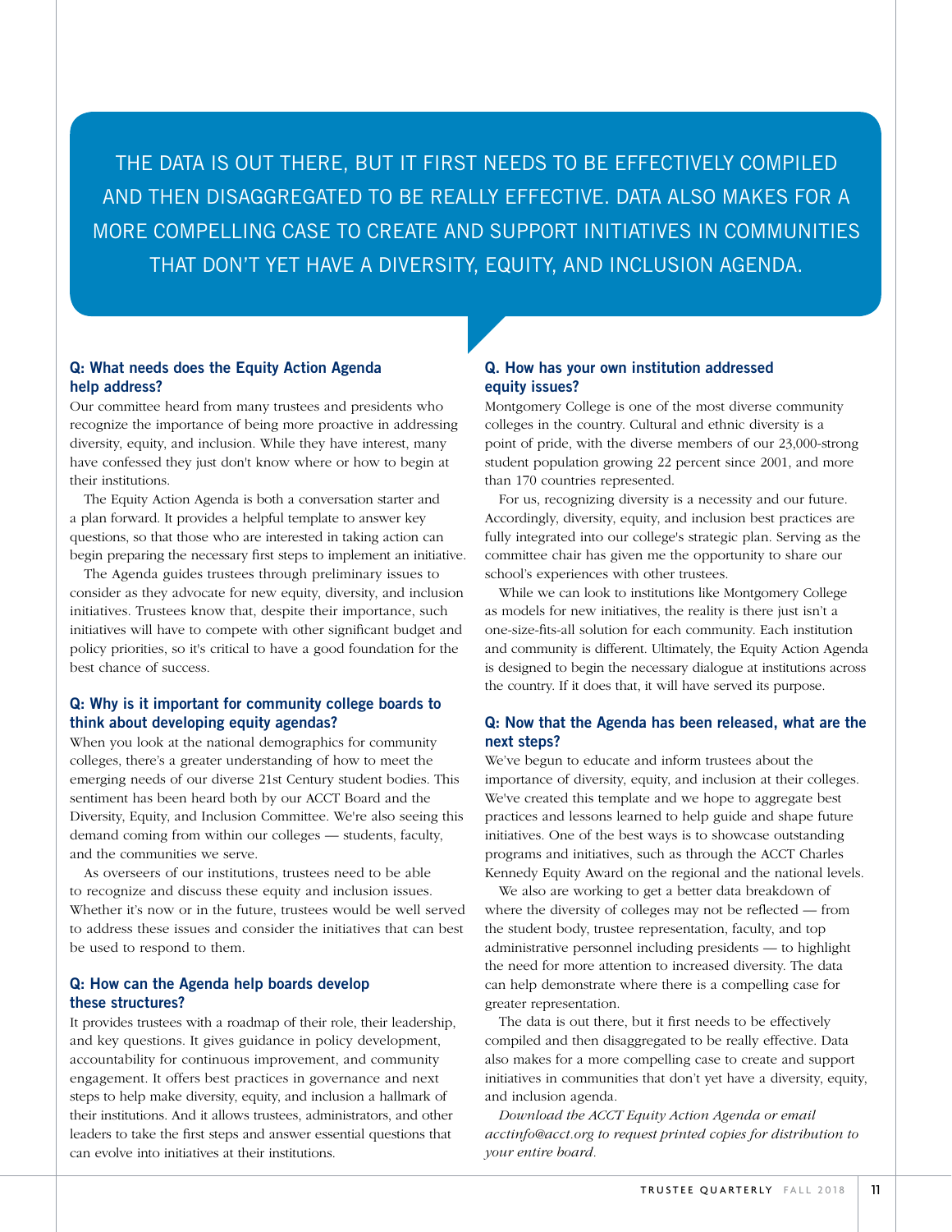THE DATA IS OUT THERE, BUT IT FIRST NEEDS TO BE EFFECTIVELY COMPILED AND THEN DISAGGREGATED TO BE REALLY EFFECTIVE. DATA ALSO MAKES FOR A MORE COMPELLING CASE TO CREATE AND SUPPORT INITIATIVES IN COMMUNITIES THAT DON'T YET HAVE A DIVERSITY, EQUITY, AND INCLUSION AGENDA.

### Q: What needs does the Equity Action Agenda help address?

Our committee heard from many trustees and presidents who recognize the importance of being more proactive in addressing diversity, equity, and inclusion. While they have interest, many have confessed they just don't know where or how to begin at their institutions.

The Equity Action Agenda is both a conversation starter and a plan forward. It provides a helpful template to answer key questions, so that those who are interested in taking action can begin preparing the necessary first steps to implement an initiative.

The Agenda guides trustees through preliminary issues to consider as they advocate for new equity, diversity, and inclusion initiatives. Trustees know that, despite their importance, such initiatives will have to compete with other significant budget and policy priorities, so it's critical to have a good foundation for the best chance of success.

### Q: Why is it important for community college boards to think about developing equity agendas?

When you look at the national demographics for community colleges, there's a greater understanding of how to meet the emerging needs of our diverse 21st Century student bodies. This sentiment has been heard both by our ACCT Board and the Diversity, Equity, and Inclusion Committee. We're also seeing this demand coming from within our colleges — students, faculty, and the communities we serve.

As overseers of our institutions, trustees need to be able to recognize and discuss these equity and inclusion issues. Whether it's now or in the future, trustees would be well served to address these issues and consider the initiatives that can best be used to respond to them.

### Q: How can the Agenda help boards develop these structures?

It provides trustees with a roadmap of their role, their leadership, and key questions. It gives guidance in policy development, accountability for continuous improvement, and community engagement. It offers best practices in governance and next steps to help make diversity, equity, and inclusion a hallmark of their institutions. And it allows trustees, administrators, and other leaders to take the first steps and answer essential questions that can evolve into initiatives at their institutions.

### Q. How has your own institution addressed equity issues?

Montgomery College is one of the most diverse community colleges in the country. Cultural and ethnic diversity is a point of pride, with the diverse members of our 23,000-strong student population growing 22 percent since 2001, and more than 170 countries represented.

For us, recognizing diversity is a necessity and our future. Accordingly, diversity, equity, and inclusion best practices are fully integrated into our college's strategic plan. Serving as the committee chair has given me the opportunity to share our school's experiences with other trustees.

While we can look to institutions like Montgomery College as models for new initiatives, the reality is there just isn't a one-size-fits-all solution for each community. Each institution and community is different. Ultimately, the Equity Action Agenda is designed to begin the necessary dialogue at institutions across the country. If it does that, it will have served its purpose.

### Q: Now that the Agenda has been released, what are the next steps?

We've begun to educate and inform trustees about the importance of diversity, equity, and inclusion at their colleges. We've created this template and we hope to aggregate best practices and lessons learned to help guide and shape future initiatives. One of the best ways is to showcase outstanding programs and initiatives, such as through the ACCT Charles Kennedy Equity Award on the regional and the national levels.

We also are working to get a better data breakdown of where the diversity of colleges may not be reflected — from the student body, trustee representation, faculty, and top administrative personnel including presidents — to highlight the need for more attention to increased diversity. The data can help demonstrate where there is a compelling case for greater representation.

The data is out there, but it first needs to be effectively compiled and then disaggregated to be really effective. Data also makes for a more compelling case to create and support initiatives in communities that don't yet have a diversity, equity, and inclusion agenda.

*Download the ACCT Equity Action Agenda or email acctinfo@acct.org to request printed copies for distribution to your entire board.*